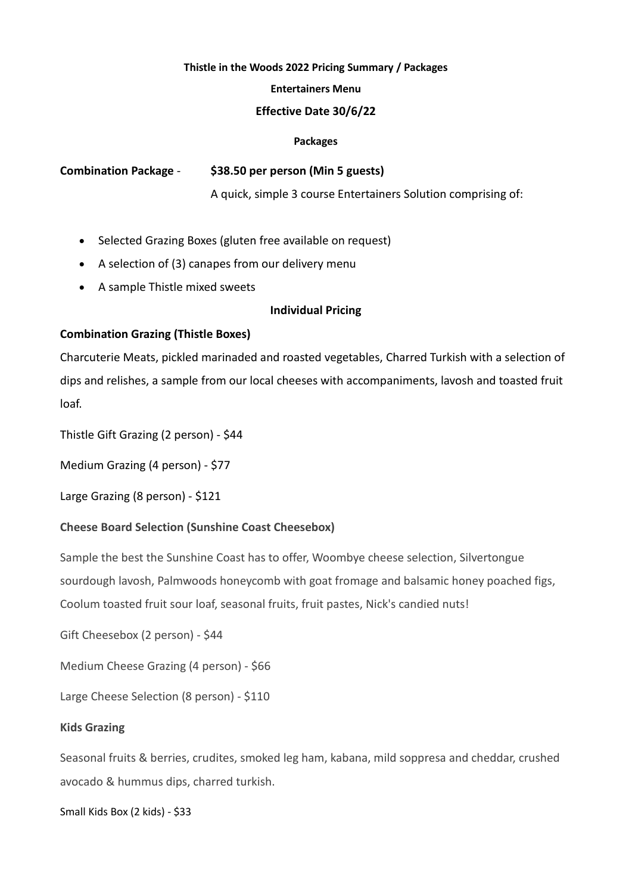**Thistle in the Woods 2022 Pricing Summary / Packages**

**Entertainers Menu**

**Effective Date 30/6/22**

**Packages**

**Combination Package** - **$38.50 per person (Min 5 guests)**

A quick, simple 3 course Entertainers Solution comprising of:

- Selected Grazing Boxes (gluten free available on request)
- A selection of (3) canapes from our delivery menu
- A sample Thistle mixed sweets

**Individual Pricing**

**Combination Grazing (Thistle Boxes)**

Charcuterie Meats, pickled marinaded and roasted vegetables, Charred Turkish with a selection of dips and relishes, a sample from our local cheeses with accompaniments, lavosh and toasted fruit loaf.

Thistle Gift Grazing (2 person) - $44

Medium Grazing (4 person) - $77

Large Grazing (8 person) - $121

**Cheese Board Selection (Sunshine Coast Cheesebox)**

Sample the best the Sunshine Coast has to offer, Woombye cheese selection, Silvertongue sourdough lavosh, Palmwoods honeycomb with goat fromage and balsamic honey poached figs, Coolum toasted fruit sour loaf, seasonal fruits, fruit pastes, Nick's candied nuts!

Gift Cheesebox (2 person) - $44

Medium Cheese Grazing (4 person) - $66

Large Cheese Selection (8 person) - $110

**Kids Grazing**

Seasonal fruits & berries, crudites, smoked leg ham, kabana, mild soppresa and cheddar, crushed avocado & hummus dips, charred turkish.

Small Kids Box (2 kids) - $33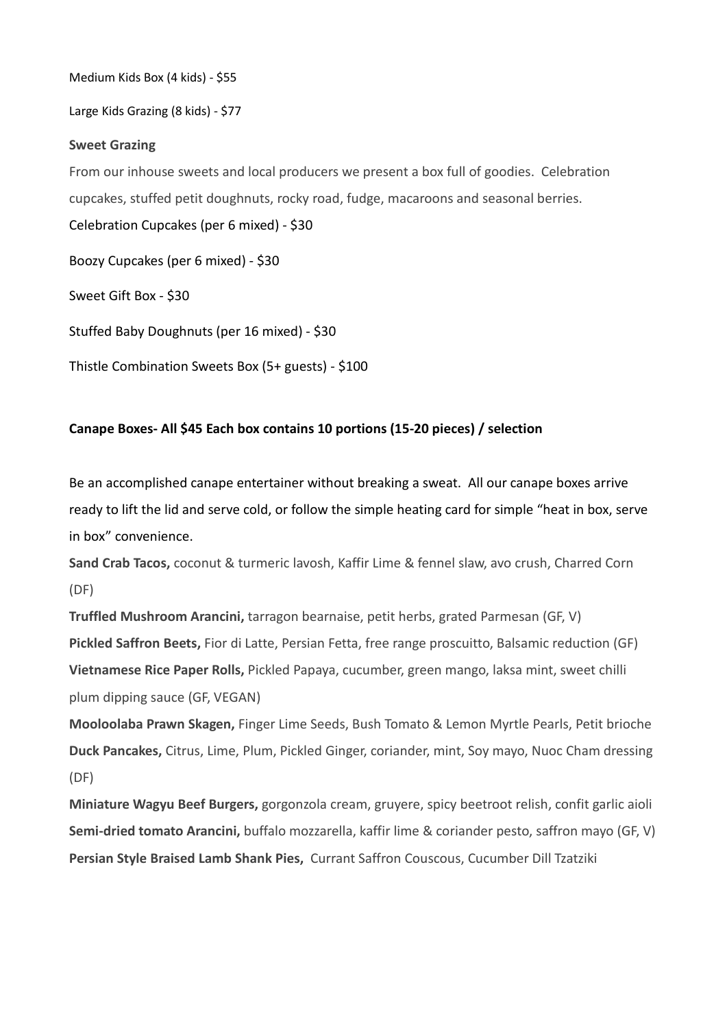Medium Kids Box (4 kids) - $55

Large Kids Grazing (8 kids) - $77

**Sweet Grazing**

From our inhouse sweets and local producers we present a box full of goodies. Celebration cupcakes, stuffed petit doughnuts, rocky road, fudge, macaroons and seasonal berries.

Celebration Cupcakes (per 6 mixed) - $30

Boozy Cupcakes (per 6 mixed) - $30

Sweet Gift Box - $30

Stuffed Baby Doughnuts (per 16 mixed) - $30

Thistle Combination Sweets Box (5+ guests) - $100

**Canape Boxes- All $45 Each box contains 10 portions (15-20 pieces) / selection**

Be an accomplished canape entertainer without breaking a sweat. All our canape boxes arrive ready to lift the lid and serve cold, or follow the simple heating card for simple "heat in box, serve in box" convenience.

**Sand Crab Tacos,** coconut & turmeric lavosh, Kaffir Lime & fennel slaw, avo crush, Charred Corn (DF)

**Truffled Mushroom Arancini,** tarragon bearnaise, petit herbs, grated Parmesan (GF, V)

**Pickled Saffron Beets,** Fior di Latte, Persian Fetta, free range proscuitto, Balsamic reduction (GF)

**Vietnamese Rice Paper Rolls,** Pickled Papaya, cucumber, green mango, laksa mint, sweet chilli plum dipping sauce (GF, VEGAN)

**Mooloolaba Prawn Skagen,** Finger Lime Seeds, Bush Tomato & Lemon Myrtle Pearls, Petit brioche

**Duck Pancakes,** Citrus, Lime, Plum, Pickled Ginger, coriander, mint, Soy mayo, Nuoc Cham dressing (DF)

**Miniature Wagyu Beef Burgers,** gorgonzola cream, gruyere, spicy beetroot relish, confit garlic aioli

**Semi-dried tomato Arancini,** buffalo mozzarella, kaffir lime & coriander pesto, saffron mayo (GF, V)

**Persian Style Braised Lamb Shank Pies,** Currant Saffron Couscous, Cucumber Dill Tzatziki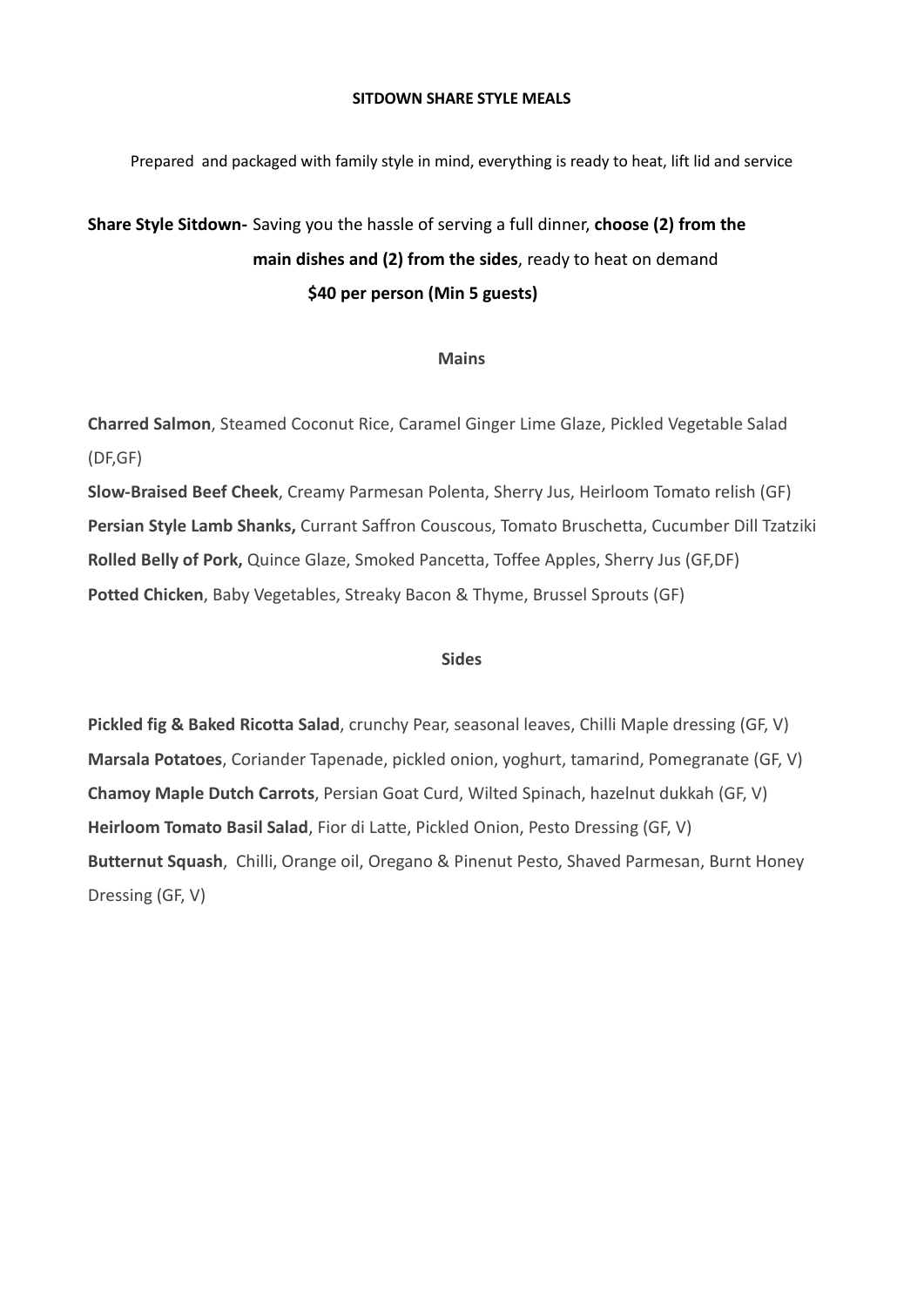**SITDOWN SHARE STYLE MEALS**

Prepared and packaged with family style in mind, everything is ready to heat, lift lid and service

**Share Style Sitdown-** Saving you the hassle of serving a full dinner, **choose (2) from the main dishes and (2) from the sides**, ready to heat on demand

**$40 per person (Min 5 guests)**

## Mains

**Charred Salmon**, Steamed Coconut Rice, Caramel Ginger Lime Glaze, Pickled Vegetable Salad (DF,GF)

**Slow-Braised Beef Cheek**, Creamy Parmesan Polenta, Sherry Jus, Heirloom Tomato relish (GF)

**Persian Style Lamb Shanks,** Currant Saffron Couscous, Tomato Bruschetta, Cucumber Dill Tzatziki

**Rolled Belly of Pork,** Quince Glaze, Smoked Pancetta, Toffee Apples, Sherry Jus (GF,DF)

**Potted Chicken**, Baby Vegetables, Streaky Bacon & Thyme, Brussel Sprouts (GF)

## Sides

**Pickled fig & Baked Ricotta Salad**, crunchy Pear, seasonal leaves, Chilli Maple dressing (GF, V)

**Marsala Potatoes**, Coriander Tapenade, pickled onion, yoghurt, tamarind, Pomegranate (GF, V)

**Chamoy Maple Dutch Carrots**, Persian Goat Curd, Wilted Spinach, hazelnut dukkah (GF, V)

**Heirloom Tomato Basil Salad**, Fior di Latte, Pickled Onion, Pesto Dressing (GF, V)

**Butternut Squash**, Chilli, Orange oil, Oregano & Pinenut Pesto, Shaved Parmesan, Burnt Honey Dressing (GF, V)